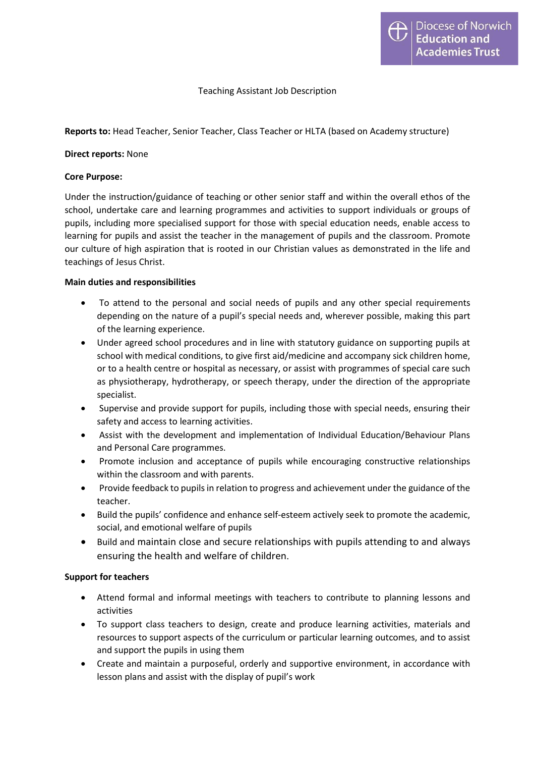Diocese of Norwich Education and Academies Trust

# Teaching Assistant Job Description

**Reports to:** Head Teacher, Senior Teacher, Class Teacher or HLTA (based on Academy structure)

**Direct reports:** None

**Core Purpose:**

Under the instruction/guidance of teaching or other senior staff and within the overall ethos of the school, undertake care and learning programmes and activities to support individuals or groups of pupils, including more specialised support for those with special education needs, enable access to learning for pupils and assist the teacher in the management of pupils and the classroom. Promote our culture of high aspiration that is rooted in our Christian values as demonstrated in the life and teachings of Jesus Christ.

**Main duties and responsibilities**

- To attend to the personal and social needs of pupils and any other special requirements depending on the nature of a pupil's special needs and, wherever possible, making this part of the learning experience.
- Under agreed school procedures and in line with statutory guidance on supporting pupils at school with medical conditions, to give first aid/medicine and accompany sick children home, or to a health centre or hospital as necessary, or assist with programmes of special care such as physiotherapy, hydrotherapy, or speech therapy, under the direction of the appropriate specialist.
- Supervise and provide support for pupils, including those with special needs, ensuring their safety and access to learning activities.
- Assist with the development and implementation of Individual Education/Behaviour Plans and Personal Care programmes.
- Promote inclusion and acceptance of pupils while encouraging constructive relationships within the classroom and with parents.
- Provide feedback to pupils in relation to progress and achievement under the guidance of the teacher.
- Build the pupils' confidence and enhance self-esteem actively seek to promote the academic, social, and emotional welfare of pupils
- Build and maintain close and secure relationships with pupils attending to and always ensuring the health and welfare of children.

**Support for teachers**

- Attend formal and informal meetings with teachers to contribute to planning lessons and activities
- To support class teachers to design, create and produce learning activities, materials and resources to support aspects of the curriculum or particular learning outcomes, and to assist and support the pupils in using them
- Create and maintain a purposeful, orderly and supportive environment, in accordance with lesson plans and assist with the display of pupil's work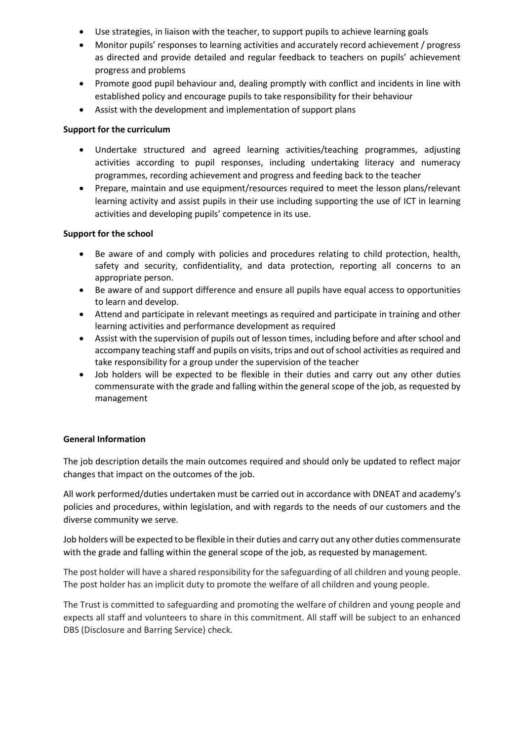- Use strategies, in liaison with the teacher, to support pupils to achieve learning goals
- Monitor pupils' responses to learning activities and accurately record achievement / progress as directed and provide detailed and regular feedback to teachers on pupils' achievement progress and problems
- Promote good pupil behaviour and, dealing promptly with conflict and incidents in line with established policy and encourage pupils to take responsibility for their behaviour
- Assist with the development and implementation of support plans

**Support for the curriculum**

- Undertake structured and agreed learning activities/teaching programmes, adjusting activities according to pupil responses, including undertaking literacy and numeracy programmes, recording achievement and progress and feeding back to the teacher
- Prepare, maintain and use equipment/resources required to meet the lesson plans/relevant learning activity and assist pupils in their use including supporting the use of ICT in learning activities and developing pupils' competence in its use.

**Support for the school**

- Be aware of and comply with policies and procedures relating to child protection, health, safety and security, confidentiality, and data protection, reporting all concerns to an appropriate person.
- Be aware of and support difference and ensure all pupils have equal access to opportunities to learn and develop.
- Attend and participate in relevant meetings as required and participate in training and other learning activities and performance development as required
- Assist with the supervision of pupils out of lesson times, including before and after school and accompany teaching staff and pupils on visits, trips and out of school activities as required and take responsibility for a group under the supervision of the teacher
- Job holders will be expected to be flexible in their duties and carry out any other duties commensurate with the grade and falling within the general scope of the job, as requested by management

**General Information**

The job description details the main outcomes required and should only be updated to reflect major changes that impact on the outcomes of the job.

All work performed/duties undertaken must be carried out in accordance with DNEAT and academy's policies and procedures, within legislation, and with regards to the needs of our customers and the diverse community we serve.

Job holders will be expected to be flexible in their duties and carry out any other duties commensurate with the grade and falling within the general scope of the job, as requested by management.

The post holder will have a shared responsibility for the safeguarding of all children and young people. The post holder has an implicit duty to promote the welfare of all children and young people.

The Trust is committed to safeguarding and promoting the welfare of children and young people and expects all staff and volunteers to share in this commitment. All staff will be subject to an enhanced DBS (Disclosure and Barring Service) check.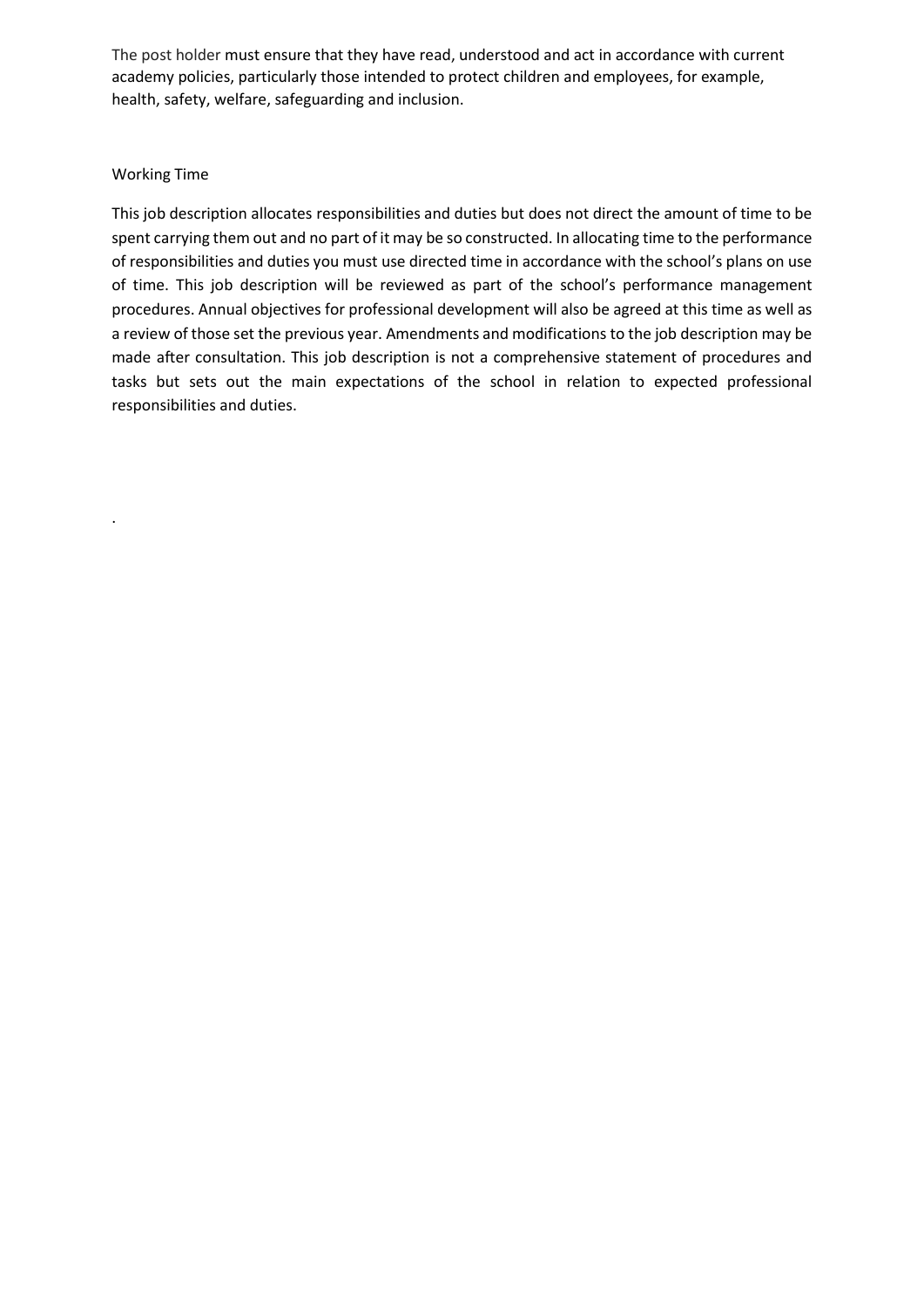The post holder must ensure that they have read, understood and act in accordance with current academy policies, particularly those intended to protect children and employees, for example, health, safety, welfare, safeguarding and inclusion.

## Working Time

This job description allocates responsibilities and duties but does not direct the amount of time to be spent carrying them out and no part of it may be so constructed. In allocating time to the performance of responsibilities and duties you must use directed time in accordance with the school's plans on use of time. This job description will be reviewed as part of the school's performance management procedures. Annual objectives for professional development will also be agreed at this time as well as a review of those set the previous year. Amendments and modifications to the job description may be made after consultation. This job description is not a comprehensive statement of procedures and tasks but sets out the main expectations of the school in relation to expected professional responsibilities and duties.

.